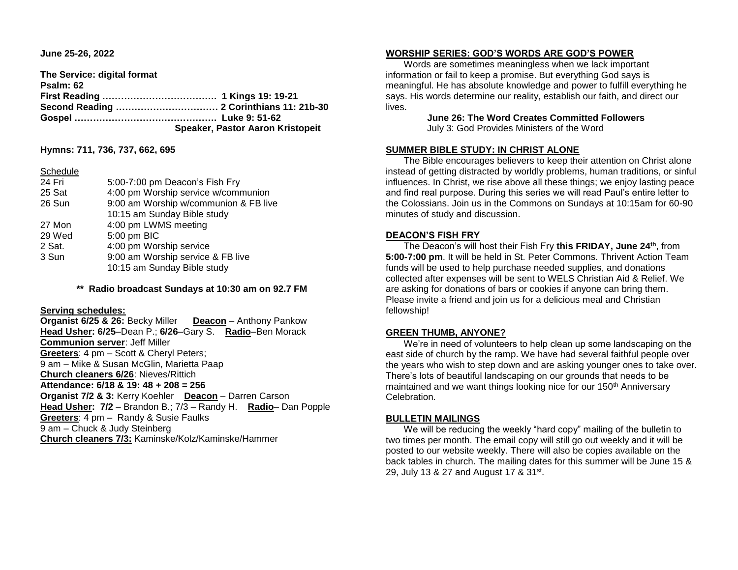**June 25-26, 2022**

**The Service: digital format**
**Psalm: 62**
**First Reading ……………………………… 1 Kings 19: 19-21**
**Second Reading …………………………… 2 Corinthians 11: 21b-30**
**Gospel ……………………………………… Luke 9: 51-62**
**Speaker, Pastor Aaron Kristopeit**

**Hymns: 711, 736, 737, 662, 695**

Schedule

| | |
|---|---|
| 24 Fri | 5:00-7:00 pm Deacon's Fish Fry |
| 25 Sat | 4:00 pm Worship service w/communion |
| 26 Sun | 9:00 am Worship w/communion & FB live |
| | 10:15 am Sunday Bible study |
| 27 Mon | 4:00 pm LWMS meeting |
| 29 Wed | 5:00 pm BIC |
| 2 Sat. | 4:00 pm Worship service |
| 3 Sun | 9:00 am Worship service & FB live |
| | 10:15 am Sunday Bible study |

**\*\* Radio broadcast Sundays at 10:30 am on 92.7 FM**

**Serving schedules:**
**Organist 6/25 & 26:** Becky Miller **Deacon** – Anthony Pankow
**Head Usher: 6/25**–Dean P.; **6/26**–Gary S. **Radio**–Ben Morack
**Communion server**: Jeff Miller
**Greeters**: 4 pm – Scott & Cheryl Peters;
9 am – Mike & Susan McGlin, Marietta Paap
**Church cleaners 6/26**: Nieves/Rittich
**Attendance: 6/18 & 19: 48 + 208 = 256**
**Organist 7/2 & 3:** Kerry Koehler **Deacon** – Darren Carson
**Head Usher: 7/2** – Brandon B.; 7/3 – Randy H. **Radio**– Dan Popple
**Greeters**: 4 pm – Randy & Susie Faulks
9 am – Chuck & Judy Steinberg
**Church cleaners 7/3:** Kaminske/Kolz/Kaminske/Hammer

## WORSHIP SERIES: GOD'S WORDS ARE GOD'S POWER

Words are sometimes meaningless when we lack important information or fail to keep a promise. But everything God says is meaningful. He has absolute knowledge and power to fulfill everything he says. His words determine our reality, establish our faith, and direct our lives.

**June 26: The Word Creates Committed Followers**
July 3: God Provides Ministers of the Word

## SUMMER BIBLE STUDY: IN CHRIST ALONE

The Bible encourages believers to keep their attention on Christ alone instead of getting distracted by worldly problems, human traditions, or sinful influences. In Christ, we rise above all these things; we enjoy lasting peace and find real purpose. During this series we will read Paul's entire letter to the Colossians. Join us in the Commons on Sundays at 10:15am for 60-90 minutes of study and discussion.

## DEACON'S FISH FRY

The Deacon's will host their Fish Fry **this FRIDAY, June 24th**, from **5:00-7:00 pm**. It will be held in St. Peter Commons. Thrivent Action Team funds will be used to help purchase needed supplies, and donations collected after expenses will be sent to WELS Christian Aid & Relief. We are asking for donations of bars or cookies if anyone can bring them. Please invite a friend and join us for a delicious meal and Christian fellowship!

## GREEN THUMB, ANYONE?

We're in need of volunteers to help clean up some landscaping on the east side of church by the ramp. We have had several faithful people over the years who wish to step down and are asking younger ones to take over. There's lots of beautiful landscaping on our grounds that needs to be maintained and we want things looking nice for our 150th Anniversary Celebration.

## BULLETIN MAILINGS

We will be reducing the weekly "hard copy" mailing of the bulletin to two times per month. The email copy will still go out weekly and it will be posted to our website weekly. There will also be copies available on the back tables in church. The mailing dates for this summer will be June 15 & 29, July 13 & 27 and August 17 & 31st.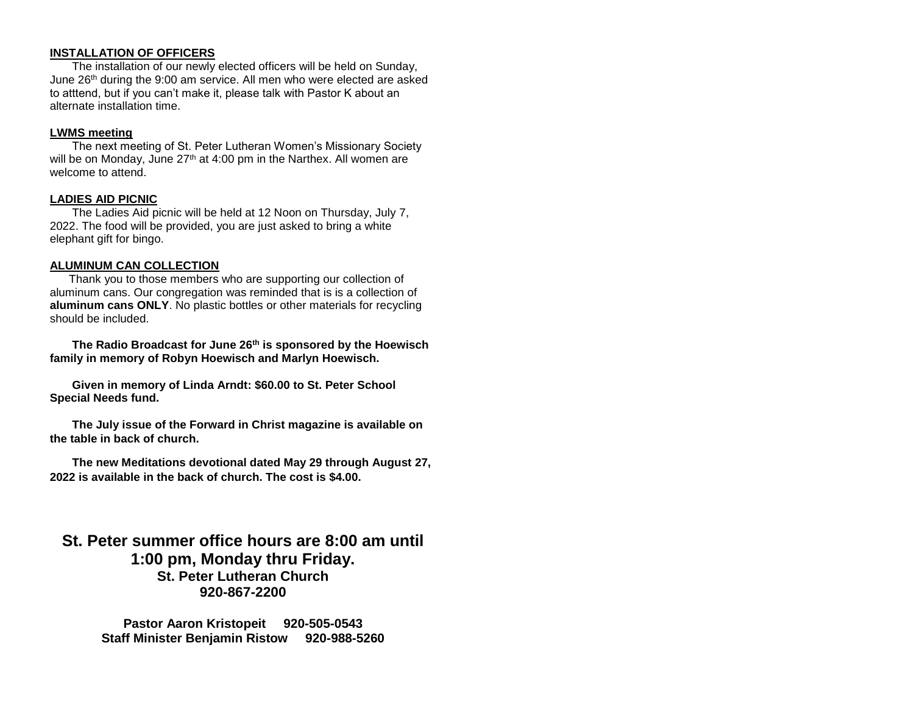**INSTALLATION OF OFFICERS**

The installation of our newly elected officers will be held on Sunday, June 26th during the 9:00 am service. All men who were elected are asked to atttend, but if you can't make it, please talk with Pastor K about an alternate installation time.

**LWMS meeting**

The next meeting of St. Peter Lutheran Women's Missionary Society will be on Monday, June 27th at 4:00 pm in the Narthex. All women are welcome to attend.

**LADIES AID PICNIC**

The Ladies Aid picnic will be held at 12 Noon on Thursday, July 7, 2022. The food will be provided, you are just asked to bring a white elephant gift for bingo.

**ALUMINUM CAN COLLECTION**

Thank you to those members who are supporting our collection of aluminum cans. Our congregation was reminded that is is a collection of **aluminum cans ONLY**. No plastic bottles or other materials for recycling should be included.

**The Radio Broadcast for June 26th is sponsored by the Hoewisch family in memory of Robyn Hoewisch and Marlyn Hoewisch.**

**Given in memory of Linda Arndt: $60.00 to St. Peter School Special Needs fund.**

**The July issue of the Forward in Christ magazine is available on the table in back of church.**

**The new Meditations devotional dated May 29 through August 27, 2022 is available in the back of church. The cost is $4.00.**

## St. Peter summer office hours are 8:00 am until 1:00 pm, Monday thru Friday.

**St. Peter Lutheran Church**
**920-867-2200**

**Pastor Aaron Kristopeit 920-505-0543**
**Staff Minister Benjamin Ristow 920-988-5260**